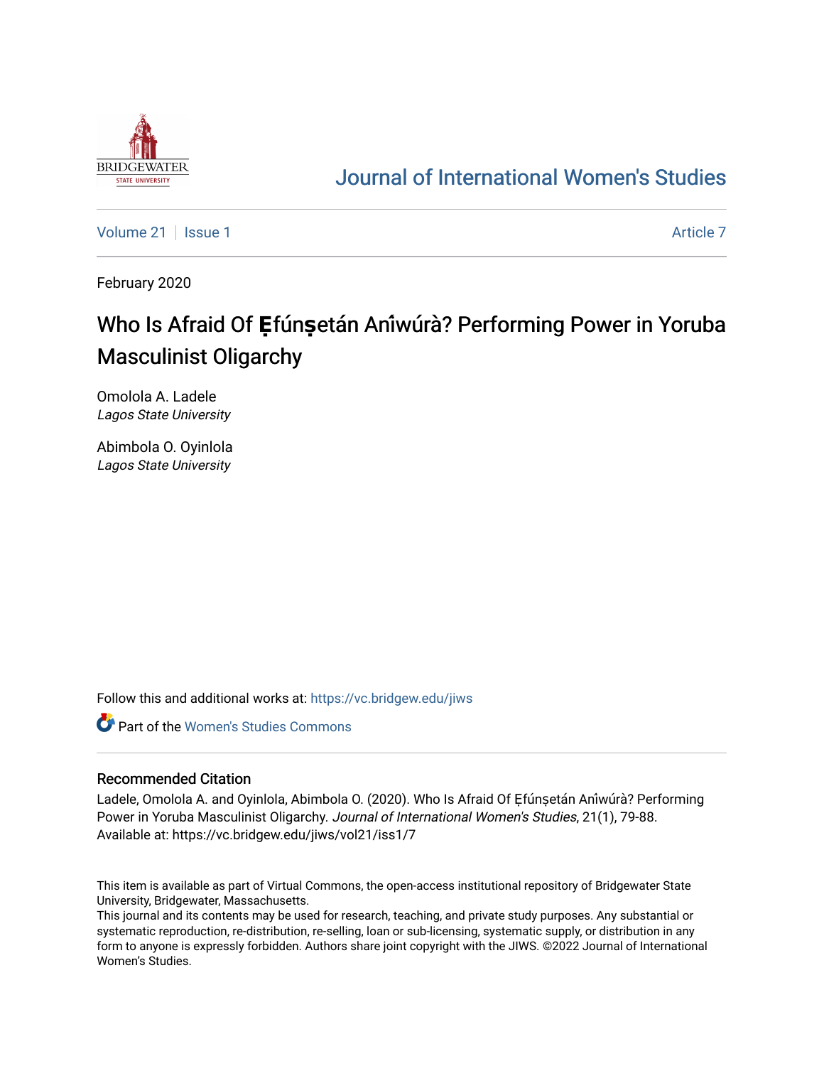Journal of International Women's Studies

Volume 21 | Issue 1 | Article 7

February 2020

# Who Is Afraid Of Ẹ̀fúnṣetán Aníwúrà? Performing Power in Yoruba Masculinist Oligarchy

Omolola A. Ladele
*Lagos State University*

Abimbola O. Oyinlola
*Lagos State University*

Follow this and additional works at: https://vc.bridgew.edu/jiws

Part of the Women's Studies Commons

## Recommended Citation

Ladele, Omolola A. and Oyinlola, Abimbola O. (2020). Who Is Afraid Of Ẹfúnṣetán Aníwúrà? Performing Power in Yoruba Masculinist Oligarchy. *Journal of International Women's Studies*, 21(1), 79-88. Available at: https://vc.bridgew.edu/jiws/vol21/iss1/7

This item is available as part of Virtual Commons, the open-access institutional repository of Bridgewater State University, Bridgewater, Massachusetts.
This journal and its contents may be used for research, teaching, and private study purposes. Any substantial or systematic reproduction, re-distribution, re-selling, loan or sub-licensing, systematic supply, or distribution in any form to anyone is expressly forbidden. Authors share joint copyright with the JIWS. ©2022 Journal of International Women's Studies.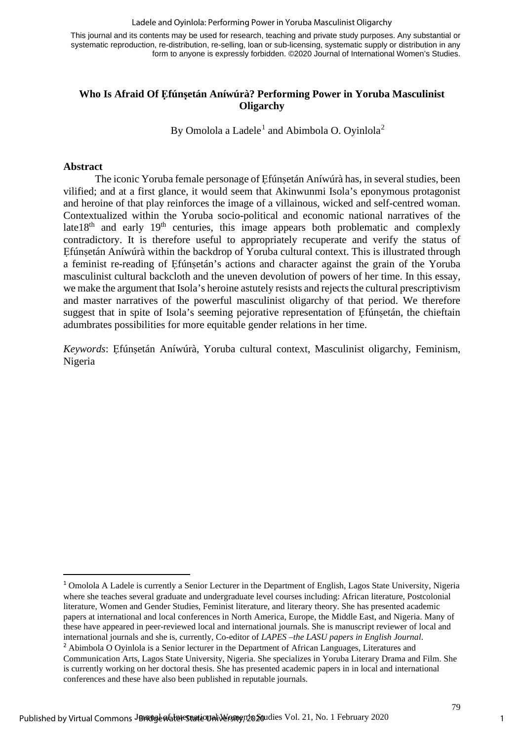This journal and its contents may be used for research, teaching and private study purposes. Any substantial or systematic reproduction, re-distribution, re-selling, loan or sub-licensing, systematic supply or distribution in any form to anyone is expressly forbidden. ©2020 Journal of International Women's Studies.

## Who Is Afraid Of Ẹfúnṣetán Aníwúrà? Performing Power in Yoruba Masculinist Oligarchy

By Omolola a Ladele[1] and Abimbola O. Oyinlola[2]

### Abstract

The iconic Yoruba female personage of Ẹfúnṣetán Aníwúrà has, in several studies, been vilified; and at a first glance, it would seem that Akinwunmi Isola's eponymous protagonist and heroine of that play reinforces the image of a villainous, wicked and self-centred woman. Contextualized within the Yoruba socio-political and economic national narratives of the late18th and early 19th centuries, this image appears both problematic and complexly contradictory. It is therefore useful to appropriately recuperate and verify the status of Ẹfúnṣetán Aníwúrà within the backdrop of Yoruba cultural context. This is illustrated through a feminist re-reading of Ẹfúnṣetán's actions and character against the grain of the Yoruba masculinist cultural backcloth and the uneven devolution of powers of her time. In this essay, we make the argument that Isola's heroine astutely resists and rejects the cultural prescriptivism and master narratives of the powerful masculinist oligarchy of that period. We therefore suggest that in spite of Isola's seeming pejorative representation of Ẹfúnṣetán, the chieftain adumbrates possibilities for more equitable gender relations in her time.

*Keywords*: Ẹfúnṣetán Aníwúrà, Yoruba cultural context, Masculinist oligarchy, Feminism, Nigeria

---

[1] Omolola A Ladele is currently a Senior Lecturer in the Department of English, Lagos State University, Nigeria where she teaches several graduate and undergraduate level courses including: African literature, Postcolonial literature, Women and Gender Studies, Feminist literature, and literary theory. She has presented academic papers at international and local conferences in North America, Europe, the Middle East, and Nigeria. Many of these have appeared in peer-reviewed local and international journals. She is manuscript reviewer of local and international journals and she is, currently, Co-editor of *LAPES –the LASU papers in English Journal*.

[2] Abimbola O Oyinlola is a Senior lecturer in the Department of African Languages, Literatures and Communication Arts, Lagos State University, Nigeria. She specializes in Yoruba Literary Drama and Film. She is currently working on her doctoral thesis. She has presented academic papers in in local and international conferences and these have also been published in reputable journals.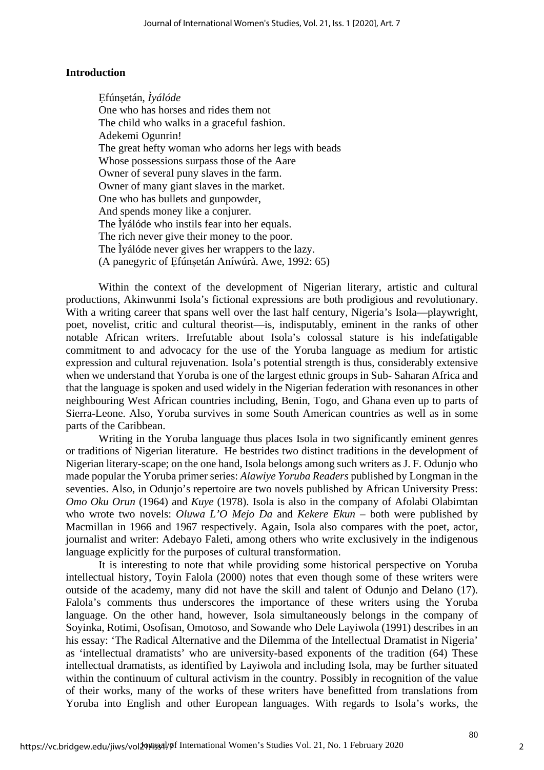## Introduction

> Ẹfúnṣetán, *Ìyálóde*  
> One who has horses and rides them not  
> The child who walks in a graceful fashion.  
> Adekemi Ogunrin!  
> The great hefty woman who adorns her legs with beads  
> Whose possessions surpass those of the Aare  
> Owner of several puny slaves in the farm.  
> Owner of many giant slaves in the market.  
> One who has bullets and gunpowder,  
> And spends money like a conjurer.  
> The Ìyálóde who instils fear into her equals.  
> The rich never give their money to the poor.  
> The Ìyálóde never gives her wrappers to the lazy.  
> (A panegyric of Ẹfúnṣetán Aníwúrà. Awe, 1992: 65)

Within the context of the development of Nigerian literary, artistic and cultural productions, Akinwunmi Isola's fictional expressions are both prodigious and revolutionary. With a writing career that spans well over the last half century, Nigeria's Isola—playwright, poet, novelist, critic and cultural theorist—is, indisputably, eminent in the ranks of other notable African writers. Irrefutable about Isola's colossal stature is his indefatigable commitment to and advocacy for the use of the Yoruba language as medium for artistic expression and cultural rejuvenation. Isola's potential strength is thus, considerably extensive when we understand that Yoruba is one of the largest ethnic groups in Sub- Saharan Africa and that the language is spoken and used widely in the Nigerian federation with resonances in other neighbouring West African countries including, Benin, Togo, and Ghana even up to parts of Sierra-Leone. Also, Yoruba survives in some South American countries as well as in some parts of the Caribbean.

Writing in the Yoruba language thus places Isola in two significantly eminent genres or traditions of Nigerian literature. He bestrides two distinct traditions in the development of Nigerian literary-scape; on the one hand, Isola belongs among such writers as J. F. Odunjo who made popular the Yoruba primer series: *Alawiye Yoruba Readers* published by Longman in the seventies. Also, in Odunjo's repertoire are two novels published by African University Press: *Omo Oku Orun* (1964) and *Kuye* (1978). Isola is also in the company of Afolabi Olabimtan who wrote two novels: *Oluwa L'O Mejo Da* and *Kekere Ekun* – both were published by Macmillan in 1966 and 1967 respectively. Again, Isola also compares with the poet, actor, journalist and writer: Adebayo Faleti, among others who write exclusively in the indigenous language explicitly for the purposes of cultural transformation.

It is interesting to note that while providing some historical perspective on Yoruba intellectual history, Toyin Falola (2000) notes that even though some of these writers were outside of the academy, many did not have the skill and talent of Odunjo and Delano (17). Falola's comments thus underscores the importance of these writers using the Yoruba language. On the other hand, however, Isola simultaneously belongs in the company of Soyinka, Rotimi, Osofisan, Omotoso, and Sowande who Dele Layiwola (1991) describes in an his essay: 'The Radical Alternative and the Dilemma of the Intellectual Dramatist in Nigeria' as 'intellectual dramatists' who are university-based exponents of the tradition (64) These intellectual dramatists, as identified by Layiwola and including Isola, may be further situated within the continuum of cultural activism in the country. Possibly in recognition of the value of their works, many of the works of these writers have benefitted from translations from Yoruba into English and other European languages. With regards to Isola's works, the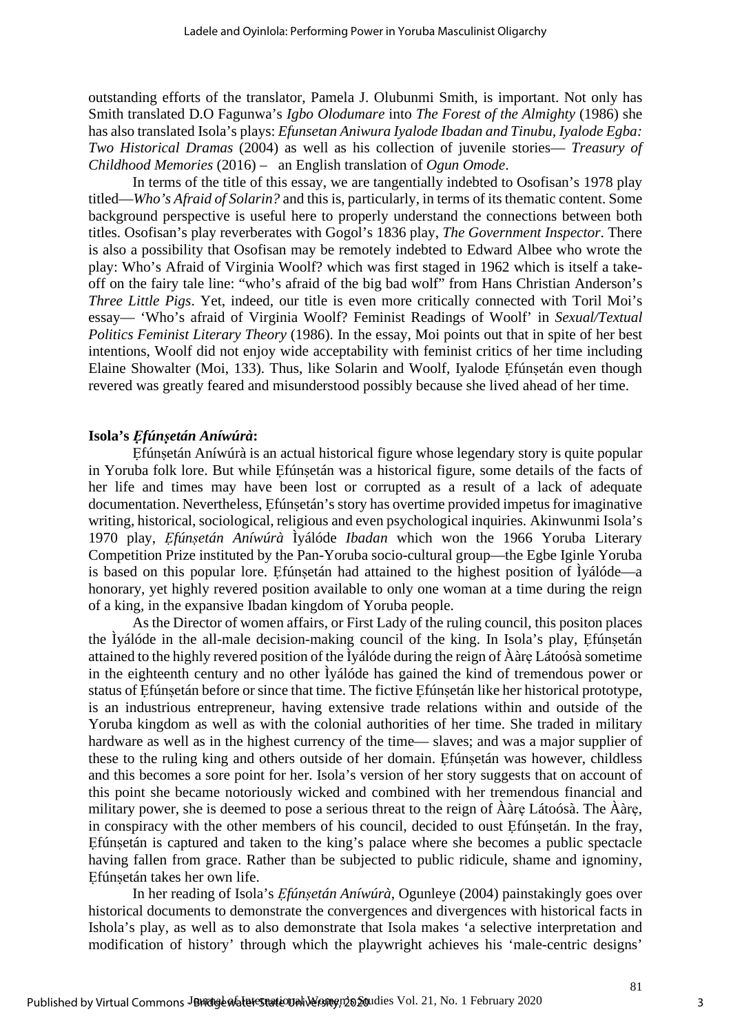outstanding efforts of the translator, Pamela J. Olubunmi Smith, is important. Not only has Smith translated D.O Fagunwa's *Igbo Olodumare* into *The Forest of the Almighty* (1986) she has also translated Isola's plays: *Efunsetan Aniwura Iyalode Ibadan and Tinubu, Iyalode Egba: Two Historical Dramas* (2004) as well as his collection of juvenile stories— *Treasury of Childhood Memories* (2016) – an English translation of *Ogun Omode*.

In terms of the title of this essay, we are tangentially indebted to Osofisan's 1978 play titled—*Who's Afraid of Solarin?* and this is, particularly, in terms of its thematic content. Some background perspective is useful here to properly understand the connections between both titles. Osofisan's play reverberates with Gogol's 1836 play, *The Government Inspector*. There is also a possibility that Osofisan may be remotely indebted to Edward Albee who wrote the play: Who's Afraid of Virginia Woolf? which was first staged in 1962 which is itself a take-off on the fairy tale line: "who's afraid of the big bad wolf" from Hans Christian Anderson's *Three Little Pigs*. Yet, indeed, our title is even more critically connected with Toril Moi's essay— 'Who's afraid of Virginia Woolf? Feminist Readings of Woolf' in *Sexual/Textual Politics Feminist Literary Theory* (1986). In the essay, Moi points out that in spite of her best intentions, Woolf did not enjoy wide acceptability with feminist critics of her time including Elaine Showalter (Moi, 133). Thus, like Solarin and Woolf, Iyalode Ẹfúnṣetán even though revered was greatly feared and misunderstood possibly because she lived ahead of her time.

## Isola's *Ẹfúnṣetán Aníwúrà*:

Ẹfúnṣetán Aníwúrà is an actual historical figure whose legendary story is quite popular in Yoruba folk lore. But while Ẹfúnṣetán was a historical figure, some details of the facts of her life and times may have been lost or corrupted as a result of a lack of adequate documentation. Nevertheless, Ẹfúnṣetán's story has overtime provided impetus for imaginative writing, historical, sociological, religious and even psychological inquiries. Akinwunmi Isola's 1970 play, *Ẹfúnṣetán Aníwúrà* Ìyálóde *Ibadan* which won the 1966 Yoruba Literary Competition Prize instituted by the Pan-Yoruba socio-cultural group—the Egbe Iginle Yoruba is based on this popular lore. Ẹfúnṣetán had attained to the highest position of Ìyálóde—a honorary, yet highly revered position available to only one woman at a time during the reign of a king, in the expansive Ibadan kingdom of Yoruba people.

As the Director of women affairs, or First Lady of the ruling council, this positon places the Ìyálóde in the all-male decision-making council of the king. In Isola's play, Ẹfúnṣetán attained to the highly revered position of the Ìyálóde during the reign of Ààrẹ Látoósà sometime in the eighteenth century and no other Ìyálóde has gained the kind of tremendous power or status of Ẹfúnṣetán before or since that time. The fictive Ẹfúnṣetán like her historical prototype, is an industrious entrepreneur, having extensive trade relations within and outside of the Yoruba kingdom as well as with the colonial authorities of her time. She traded in military hardware as well as in the highest currency of the time— slaves; and was a major supplier of these to the ruling king and others outside of her domain. Ẹfúnṣetán was however, childless and this becomes a sore point for her. Isola's version of her story suggests that on account of this point she became notoriously wicked and combined with her tremendous financial and military power, she is deemed to pose a serious threat to the reign of Ààrẹ Látoósà. The Ààrẹ, in conspiracy with the other members of his council, decided to oust Ẹfúnṣetán. In the fray, Ẹfúnṣetán is captured and taken to the king's palace where she becomes a public spectacle having fallen from grace. Rather than be subjected to public ridicule, shame and ignominy, Ẹfúnṣetán takes her own life.

In her reading of Isola's *Ẹfúnṣetán Aníwúrà*, Ogunleye (2004) painstakingly goes over historical documents to demonstrate the convergences and divergences with historical facts in Ishola's play, as well as to also demonstrate that Isola makes 'a selective interpretation and modification of history' through which the playwright achieves his 'male-centric designs'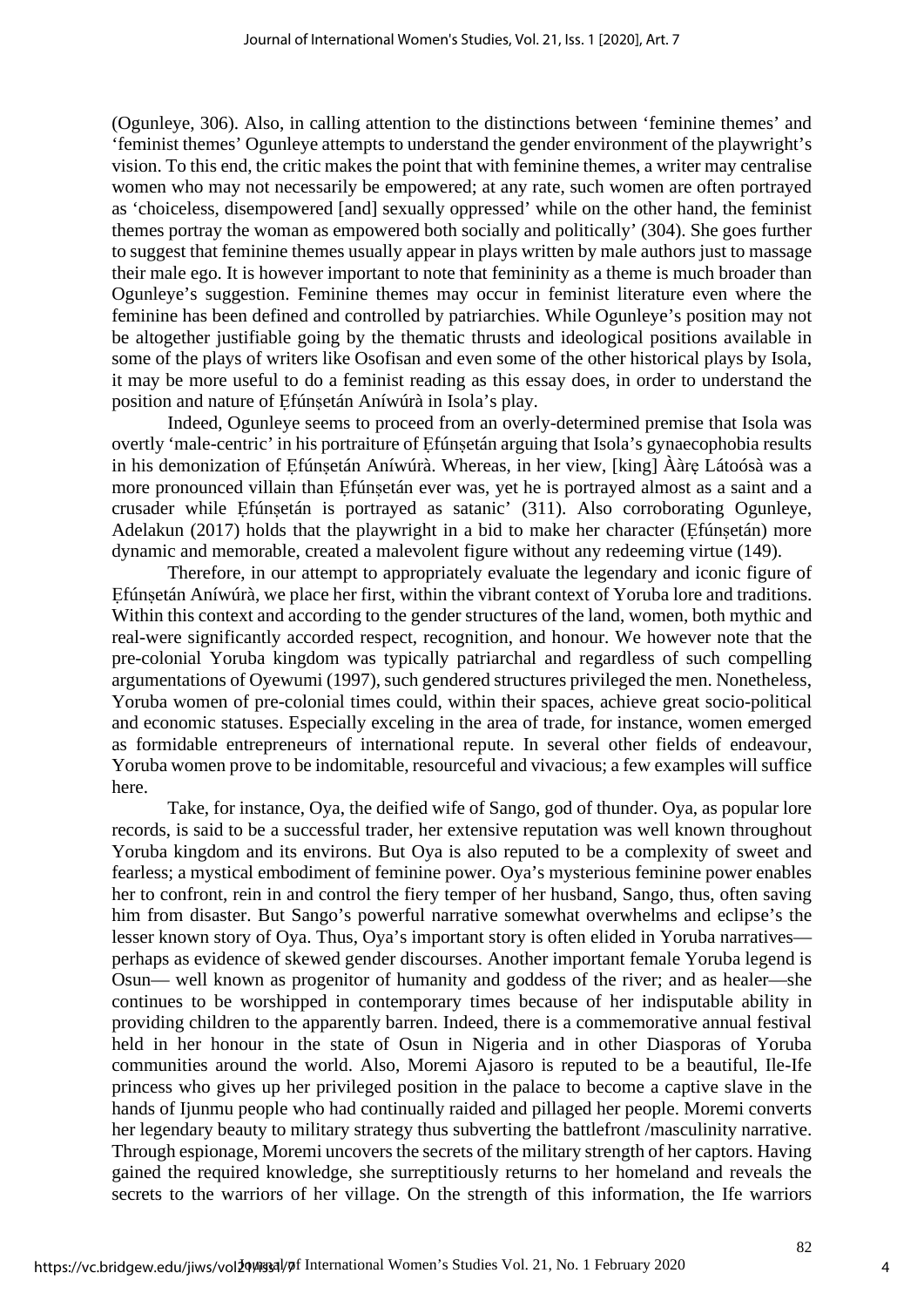(Ogunleye, 306). Also, in calling attention to the distinctions between 'feminine themes' and 'feminist themes' Ogunleye attempts to understand the gender environment of the playwright's vision. To this end, the critic makes the point that with feminine themes, a writer may centralise women who may not necessarily be empowered; at any rate, such women are often portrayed as 'choiceless, disempowered [and] sexually oppressed' while on the other hand, the feminist themes portray the woman as empowered both socially and politically' (304). She goes further to suggest that feminine themes usually appear in plays written by male authors just to massage their male ego. It is however important to note that femininity as a theme is much broader than Ogunleye's suggestion. Feminine themes may occur in feminist literature even where the feminine has been defined and controlled by patriarchies. While Ogunleye's position may not be altogether justifiable going by the thematic thrusts and ideological positions available in some of the plays of writers like Osofisan and even some of the other historical plays by Isola, it may be more useful to do a feminist reading as this essay does, in order to understand the position and nature of Ẹfúnṣetán Aníwúrà in Isola's play.

Indeed, Ogunleye seems to proceed from an overly-determined premise that Isola was overtly 'male-centric' in his portraiture of Ẹfúnṣetán arguing that Isola's gynaecophobia results in his demonization of Ẹfúnṣetán Aníwúrà. Whereas, in her view, [king] Àárẹ Látoósà was a more pronounced villain than Ẹfúnṣetán ever was, yet he is portrayed almost as a saint and a crusader while Ẹfúnṣetán is portrayed as satanic' (311). Also corroborating Ogunleye, Adelakun (2017) holds that the playwright in a bid to make her character (Ẹfúnṣetán) more dynamic and memorable, created a malevolent figure without any redeeming virtue (149).

Therefore, in our attempt to appropriately evaluate the legendary and iconic figure of Ẹfúnṣetán Aníwúrà, we place her first, within the vibrant context of Yoruba lore and traditions. Within this context and according to the gender structures of the land, women, both mythic and real-were significantly accorded respect, recognition, and honour. We however note that the pre-colonial Yoruba kingdom was typically patriarchal and regardless of such compelling argumentations of Oyewumi (1997), such gendered structures privileged the men. Nonetheless, Yoruba women of pre-colonial times could, within their spaces, achieve great socio-political and economic statuses. Especially exceling in the area of trade, for instance, women emerged as formidable entrepreneurs of international repute. In several other fields of endeavour, Yoruba women prove to be indomitable, resourceful and vivacious; a few examples will suffice here.

Take, for instance, Oya, the deified wife of Sango, god of thunder. Oya, as popular lore records, is said to be a successful trader, her extensive reputation was well known throughout Yoruba kingdom and its environs. But Oya is also reputed to be a complexity of sweet and fearless; a mystical embodiment of feminine power. Oya's mysterious feminine power enables her to confront, rein in and control the fiery temper of her husband, Sango, thus, often saving him from disaster. But Sango's powerful narrative somewhat overwhelms and eclipse's the lesser known story of Oya. Thus, Oya's important story is often elided in Yoruba narratives—perhaps as evidence of skewed gender discourses. Another important female Yoruba legend is Osun— well known as progenitor of humanity and goddess of the river; and as healer—she continues to be worshipped in contemporary times because of her indisputable ability in providing children to the apparently barren. Indeed, there is a commemorative annual festival held in her honour in the state of Osun in Nigeria and in other Diasporas of Yoruba communities around the world. Also, Moremi Ajasoro is reputed to be a beautiful, Ile-Ife princess who gives up her privileged position in the palace to become a captive slave in the hands of Ijunmu people who had continually raided and pillaged her people. Moremi converts her legendary beauty to military strategy thus subverting the battlefront /masculinity narrative. Through espionage, Moremi uncovers the secrets of the military strength of her captors. Having gained the required knowledge, she surreptitiously returns to her homeland and reveals the secrets to the warriors of her village. On the strength of this information, the Ife warriors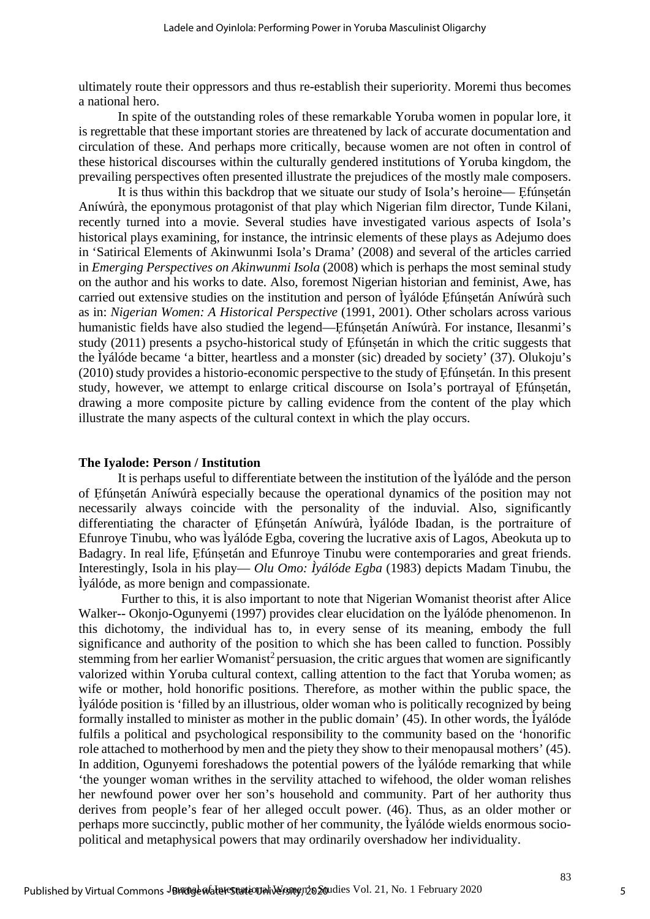ultimately route their oppressors and thus re-establish their superiority. Moremi thus becomes a national hero.

In spite of the outstanding roles of these remarkable Yoruba women in popular lore, it is regrettable that these important stories are threatened by lack of accurate documentation and circulation of these. And perhaps more critically, because women are not often in control of these historical discourses within the culturally gendered institutions of Yoruba kingdom, the prevailing perspectives often presented illustrate the prejudices of the mostly male composers.

It is thus within this backdrop that we situate our study of Isola's heroine— Ẹfúnṣetán Aníwúrà, the eponymous protagonist of that play which Nigerian film director, Tunde Kilani, recently turned into a movie. Several studies have investigated various aspects of Isola's historical plays examining, for instance, the intrinsic elements of these plays as Adejumo does in 'Satirical Elements of Akinwunmi Isola's Drama' (2008) and several of the articles carried in *Emerging Perspectives on Akinwunmi Isola* (2008) which is perhaps the most seminal study on the author and his works to date. Also, foremost Nigerian historian and feminist, Awe, has carried out extensive studies on the institution and person of Ìyálóde Ẹfúnṣetán Aníwúrà such as in: *Nigerian Women: A Historical Perspective* (1991, 2001). Other scholars across various humanistic fields have also studied the legend—Ẹfúnṣetán Aníwúrà. For instance, Ilesanmi's study (2011) presents a psycho-historical study of Ẹfúnṣetán in which the critic suggests that the Ìyálóde became 'a bitter, heartless and a monster (sic) dreaded by society' (37). Olukoju's (2010) study provides a historio-economic perspective to the study of Ẹfúnṣetán. In this present study, however, we attempt to enlarge critical discourse on Isola's portrayal of Ẹfúnṣetán, drawing a more composite picture by calling evidence from the content of the play which illustrate the many aspects of the cultural context in which the play occurs.

**The Iyalode: Person / Institution**

It is perhaps useful to differentiate between the institution of the Ìyálóde and the person of Ẹfúnṣetán Aníwúrà especially because the operational dynamics of the position may not necessarily always coincide with the personality of the induvial. Also, significantly differentiating the character of Ẹfúnṣetán Aníwúrà, Ìyálóde Ibadan, is the portraiture of Efunroye Tinubu, who was Ìyálóde Egba, covering the lucrative axis of Lagos, Abeokuta up to Badagry. In real life, Ẹfúnṣetán and Efunroye Tinubu were contemporaries and great friends. Interestingly, Isola in his play— *Olu Omo: Ìyálóde Egba* (1983) depicts Madam Tinubu, the Ìyálóde, as more benign and compassionate.

Further to this, it is also important to note that Nigerian Womanist theorist after Alice Walker-- Okonjo-Ogunyemi (1997) provides clear elucidation on the Ìyálóde phenomenon. In this dichotomy, the individual has to, in every sense of its meaning, embody the full significance and authority of the position to which she has been called to function. Possibly stemming from her earlier Womanist[2] persuasion, the critic argues that women are significantly valorized within Yoruba cultural context, calling attention to the fact that Yoruba women; as wife or mother, hold honorific positions. Therefore, as mother within the public space, the Ìyálóde position is 'filled by an illustrious, older woman who is politically recognized by being formally installed to minister as mother in the public domain' (45). In other words, the Ìyálóde fulfils a political and psychological responsibility to the community based on the 'honorific role attached to motherhood by men and the piety they show to their menopausal mothers' (45). In addition, Ogunyemi foreshadows the potential powers of the Ìyálóde remarking that while 'the younger woman writhes in the servility attached to wifehood, the older woman relishes her newfound power over her son's household and community. Part of her authority thus derives from people's fear of her alleged occult power. (46). Thus, as an older mother or perhaps more succinctly, public mother of her community, the Ìyálóde wields enormous socio-political and metaphysical powers that may ordinarily overshadow her individuality.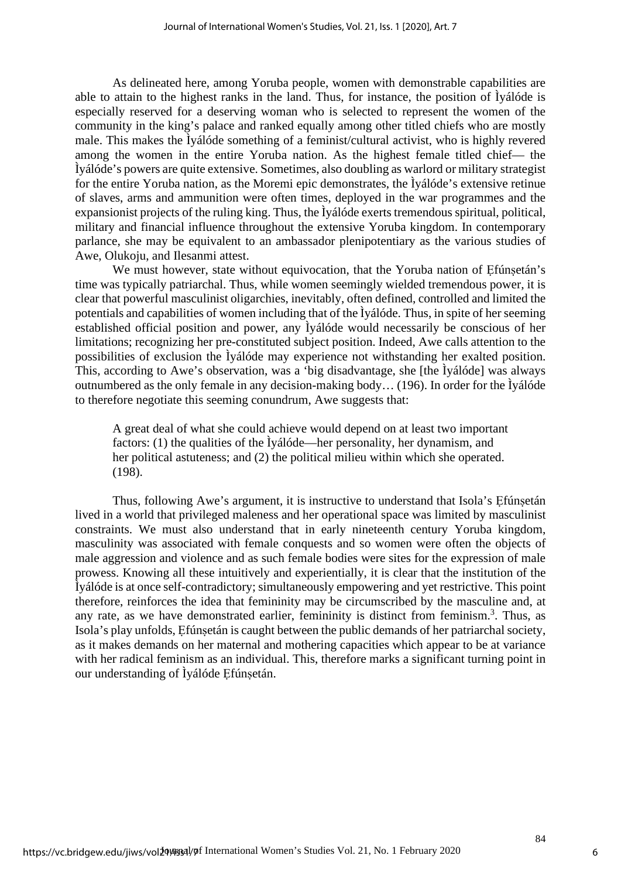As delineated here, among Yoruba people, women with demonstrable capabilities are able to attain to the highest ranks in the land. Thus, for instance, the position of Ìyálóde is especially reserved for a deserving woman who is selected to represent the women of the community in the king's palace and ranked equally among other titled chiefs who are mostly male. This makes the Ìyálóde something of a feminist/cultural activist, who is highly revered among the women in the entire Yoruba nation. As the highest female titled chief— the Ìyálóde's powers are quite extensive. Sometimes, also doubling as warlord or military strategist for the entire Yoruba nation, as the Moremi epic demonstrates, the Ìyálóde's extensive retinue of slaves, arms and ammunition were often times, deployed in the war programmes and the expansionist projects of the ruling king. Thus, the Ìyálóde exerts tremendous spiritual, political, military and financial influence throughout the extensive Yoruba kingdom. In contemporary parlance, she may be equivalent to an ambassador plenipotentiary as the various studies of Awe, Olukoju, and Ilesanmi attest.

We must however, state without equivocation, that the Yoruba nation of Ẹfúnṣetán's time was typically patriarchal. Thus, while women seemingly wielded tremendous power, it is clear that powerful masculinist oligarchies, inevitably, often defined, controlled and limited the potentials and capabilities of women including that of the Ìyálóde. Thus, in spite of her seeming established official position and power, any Ìyálóde would necessarily be conscious of her limitations; recognizing her pre-constituted subject position. Indeed, Awe calls attention to the possibilities of exclusion the Ìyálóde may experience not withstanding her exalted position. This, according to Awe's observation, was a 'big disadvantage, she [the Ìyálóde] was always outnumbered as the only female in any decision-making body… (196). In order for the Ìyálóde to therefore negotiate this seeming conundrum, Awe suggests that:

> A great deal of what she could achieve would depend on at least two important factors: (1) the qualities of the Ìyálóde—her personality, her dynamism, and her political astuteness; and (2) the political milieu within which she operated. (198).

Thus, following Awe's argument, it is instructive to understand that Isola's Ẹfúnṣetán lived in a world that privileged maleness and her operational space was limited by masculinist constraints. We must also understand that in early nineteenth century Yoruba kingdom, masculinity was associated with female conquests and so women were often the objects of male aggression and violence and as such female bodies were sites for the expression of male prowess. Knowing all these intuitively and experientially, it is clear that the institution of the Ìyálóde is at once self-contradictory; simultaneously empowering and yet restrictive. This point therefore, reinforces the idea that femininity may be circumscribed by the masculine and, at any rate, as we have demonstrated earlier, femininity is distinct from feminism.[3]. Thus, as Isola's play unfolds, Ẹfúnṣetán is caught between the public demands of her patriarchal society, as it makes demands on her maternal and mothering capacities which appear to be at variance with her radical feminism as an individual. This, therefore marks a significant turning point in our understanding of Ìyálóde Ẹfúnṣetán.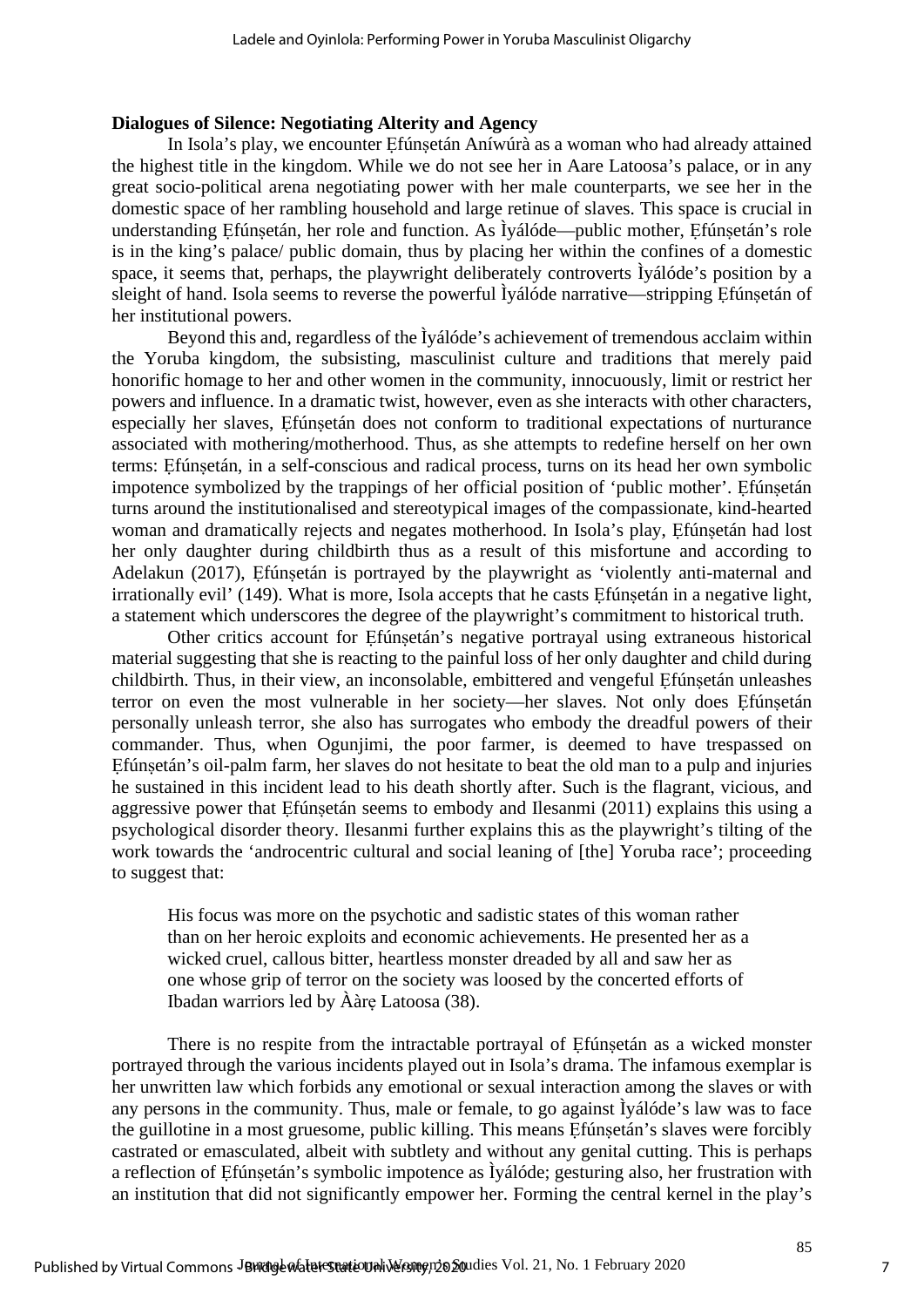**Dialogues of Silence: Negotiating Alterity and Agency**

In Isola's play, we encounter Ẹfúnṣetán Aníwúrà as a woman who had already attained the highest title in the kingdom. While we do not see her in Aare Latoosa's palace, or in any great socio-political arena negotiating power with her male counterparts, we see her in the domestic space of her rambling household and large retinue of slaves. This space is crucial in understanding Ẹfúnṣetán, her role and function. As Ìyálóde—public mother, Ẹfúnṣetán's role is in the king's palace/ public domain, thus by placing her within the confines of a domestic space, it seems that, perhaps, the playwright deliberately controverts Ìyálóde's position by a sleight of hand. Isola seems to reverse the powerful Ìyálóde narrative—stripping Ẹfúnṣetán of her institutional powers.

Beyond this and, regardless of the Ìyálóde's achievement of tremendous acclaim within the Yoruba kingdom, the subsisting, masculinist culture and traditions that merely paid honorific homage to her and other women in the community, innocuously, limit or restrict her powers and influence. In a dramatic twist, however, even as she interacts with other characters, especially her slaves, Ẹfúnṣetán does not conform to traditional expectations of nurturance associated with mothering/motherhood. Thus, as she attempts to redefine herself on her own terms: Ẹfúnṣetán, in a self-conscious and radical process, turns on its head her own symbolic impotence symbolized by the trappings of her official position of 'public mother'. Ẹfúnṣetán turns around the institutionalised and stereotypical images of the compassionate, kind-hearted woman and dramatically rejects and negates motherhood. In Isola's play, Ẹfúnṣetán had lost her only daughter during childbirth thus as a result of this misfortune and according to Adelakun (2017), Ẹfúnṣetán is portrayed by the playwright as 'violently anti-maternal and irrationally evil' (149). What is more, Isola accepts that he casts Ẹfúnṣetán in a negative light, a statement which underscores the degree of the playwright's commitment to historical truth.

Other critics account for Ẹfúnṣetán's negative portrayal using extraneous historical material suggesting that she is reacting to the painful loss of her only daughter and child during childbirth. Thus, in their view, an inconsolable, embittered and vengeful Ẹfúnṣetán unleashes terror on even the most vulnerable in her society—her slaves. Not only does Ẹfúnṣetán personally unleash terror, she also has surrogates who embody the dreadful powers of their commander. Thus, when Ogunjimi, the poor farmer, is deemed to have trespassed on Ẹfúnṣetán's oil-palm farm, her slaves do not hesitate to beat the old man to a pulp and injuries he sustained in this incident lead to his death shortly after. Such is the flagrant, vicious, and aggressive power that Ẹfúnṣetán seems to embody and Ilesanmi (2011) explains this using a psychological disorder theory. Ilesanmi further explains this as the playwright's tilting of the work towards the 'androcentric cultural and social leaning of [the] Yoruba race'; proceeding to suggest that:

> His focus was more on the psychotic and sadistic states of this woman rather than on her heroic exploits and economic achievements. He presented her as a wicked cruel, callous bitter, heartless monster dreaded by all and saw her as one whose grip of terror on the society was loosed by the concerted efforts of Ibadan warriors led by Ààrẹ Latoosa (38).

There is no respite from the intractable portrayal of Ẹfúnṣetán as a wicked monster portrayed through the various incidents played out in Isola's drama. The infamous exemplar is her unwritten law which forbids any emotional or sexual interaction among the slaves or with any persons in the community. Thus, male or female, to go against Ìyálóde's law was to face the guillotine in a most gruesome, public killing. This means Ẹfúnṣetán's slaves were forcibly castrated or emasculated, albeit with subtlety and without any genital cutting. This is perhaps a reflection of Ẹfúnṣetán's symbolic impotence as Ìyálóde; gesturing also, her frustration with an institution that did not significantly empower her. Forming the central kernel in the play's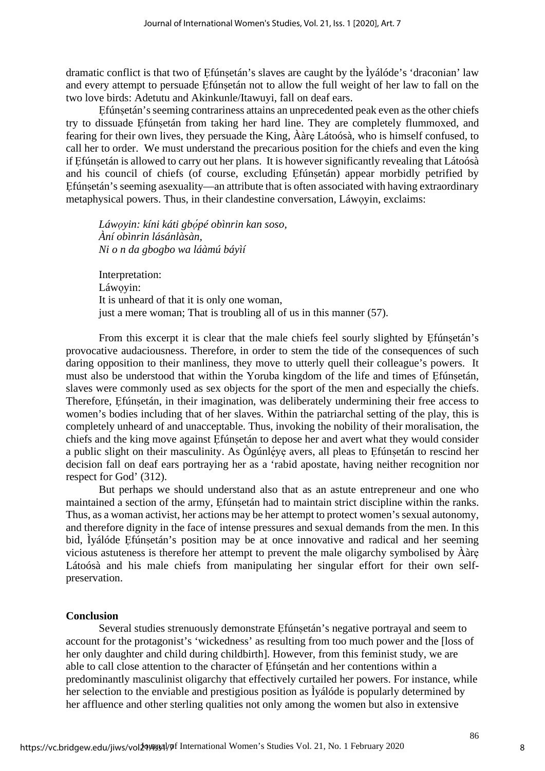dramatic conflict is that two of Ẹfúnṣetán's slaves are caught by the Ìyálóde's 'draconian' law and every attempt to persuade Ẹfúnṣetán not to allow the full weight of her law to fall on the two love birds: Adetutu and Akinkunle/Itawuyi, fall on deaf ears.

Ẹfúnṣetán's seeming contrariness attains an unprecedented peak even as the other chiefs try to dissuade Ẹfúnṣetán from taking her hard line. They are completely flummoxed, and fearing for their own lives, they persuade the King, Ààrẹ Látoósà, who is himself confused, to call her to order. We must understand the precarious position for the chiefs and even the king if Ẹfúnṣetán is allowed to carry out her plans. It is however significantly revealing that Látoósà and his council of chiefs (of course, excluding Ẹfúnṣetán) appear morbidly petrified by Ẹfúnṣetán's seeming asexuality—an attribute that is often associated with having extraordinary metaphysical powers. Thus, in their clandestine conversation, Láwọyin, exclaims:

> *Láwọyin: kíni káti gbọ́pé obìnrin kan soso,*
> *Àní obìnrin lásánlàsàn,*
> *Ni o n da gbogbo wa láàmú báyìí*
>
> Interpretation:
> Láwọyin:
> It is unheard of that it is only one woman,
> just a mere woman; That is troubling all of us in this manner (57).

From this excerpt it is clear that the male chiefs feel sourly slighted by Ẹfúnṣetán's provocative audaciousness. Therefore, in order to stem the tide of the consequences of such daring opposition to their manliness, they move to utterly quell their colleague's powers. It must also be understood that within the Yoruba kingdom of the life and times of Ẹfúnṣetán, slaves were commonly used as sex objects for the sport of the men and especially the chiefs. Therefore, Ẹfúnṣetán, in their imagination, was deliberately undermining their free access to women's bodies including that of her slaves. Within the patriarchal setting of the play, this is completely unheard of and unacceptable. Thus, invoking the nobility of their moralisation, the chiefs and the king move against Ẹfúnṣetán to depose her and avert what they would consider a public slight on their masculinity. As Ògúnlẹ́yẹ avers, all pleas to Ẹfúnṣetán to rescind her decision fall on deaf ears portraying her as a 'rabid apostate, having neither recognition nor respect for God' (312).

But perhaps we should understand also that as an astute entrepreneur and one who maintained a section of the army, Ẹfúnṣetán had to maintain strict discipline within the ranks. Thus, as a woman activist, her actions may be her attempt to protect women's sexual autonomy, and therefore dignity in the face of intense pressures and sexual demands from the men. In this bid, Ìyálóde Ẹfúnṣetán's position may be at once innovative and radical and her seeming vicious astuteness is therefore her attempt to prevent the male oligarchy symbolised by Ààrẹ Látoósà and his male chiefs from manipulating her singular effort for their own self-preservation.

## Conclusion

Several studies strenuously demonstrate Ẹfúnṣetán's negative portrayal and seem to account for the protagonist's 'wickedness' as resulting from too much power and the [loss of her only daughter and child during childbirth]. However, from this feminist study, we are able to call close attention to the character of Ẹfúnṣetán and her contentions within a predominantly masculinist oligarchy that effectively curtailed her powers. For instance, while her selection to the enviable and prestigious position as Ìyálóde is popularly determined by her affluence and other sterling qualities not only among the women but also in extensive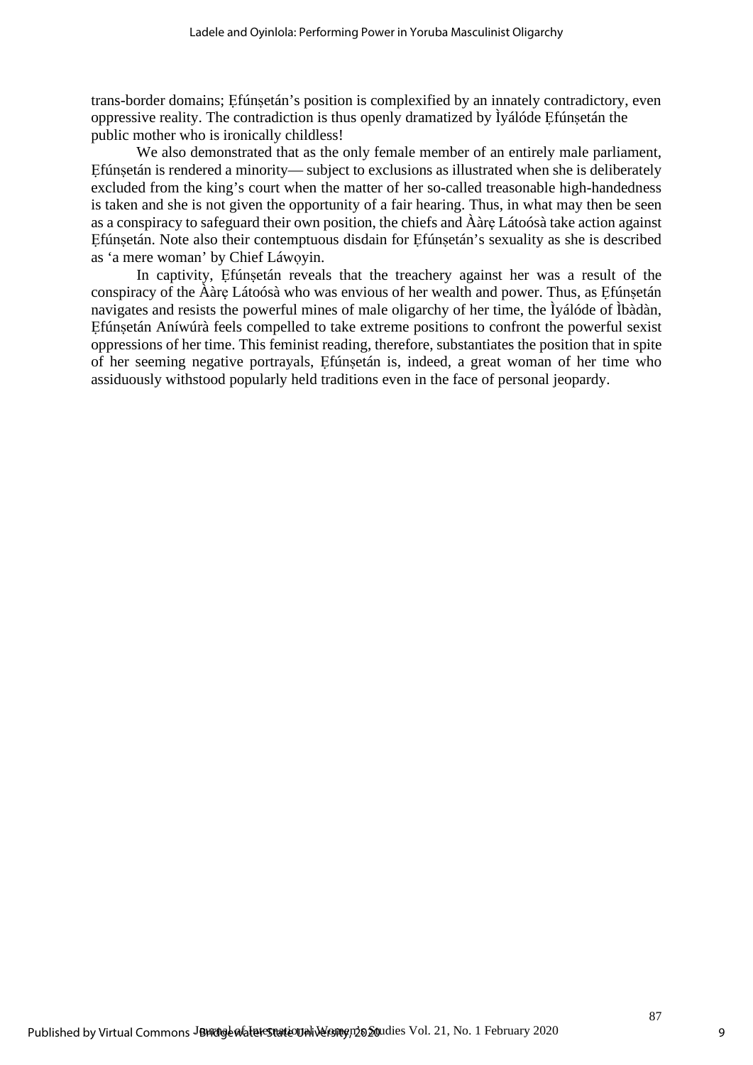trans-border domains; Ẹfúnṣetán's position is complexified by an innately contradictory, even oppressive reality. The contradiction is thus openly dramatized by Ìyálóde Ẹfúnṣetán the public mother who is ironically childless!

We also demonstrated that as the only female member of an entirely male parliament, Ẹfúnṣetán is rendered a minority— subject to exclusions as illustrated when she is deliberately excluded from the king's court when the matter of her so-called treasonable high-handedness is taken and she is not given the opportunity of a fair hearing. Thus, in what may then be seen as a conspiracy to safeguard their own position, the chiefs and Ààrẹ Látoósà take action against Ẹfúnṣetán. Note also their contemptuous disdain for Ẹfúnṣetán's sexuality as she is described as 'a mere woman' by Chief Láwọyin.

In captivity, Ẹfúnṣetán reveals that the treachery against her was a result of the conspiracy of the Ààrẹ Látoósà who was envious of her wealth and power. Thus, as Ẹfúnṣetán navigates and resists the powerful mines of male oligarchy of her time, the Ìyálóde of Ìbàdàn, Ẹfúnṣetán Aníwúrà feels compelled to take extreme positions to confront the powerful sexist oppressions of her time. This feminist reading, therefore, substantiates the position that in spite of her seeming negative portrayals, Ẹfúnṣetán is, indeed, a great woman of her time who assiduously withstood popularly held traditions even in the face of personal jeopardy.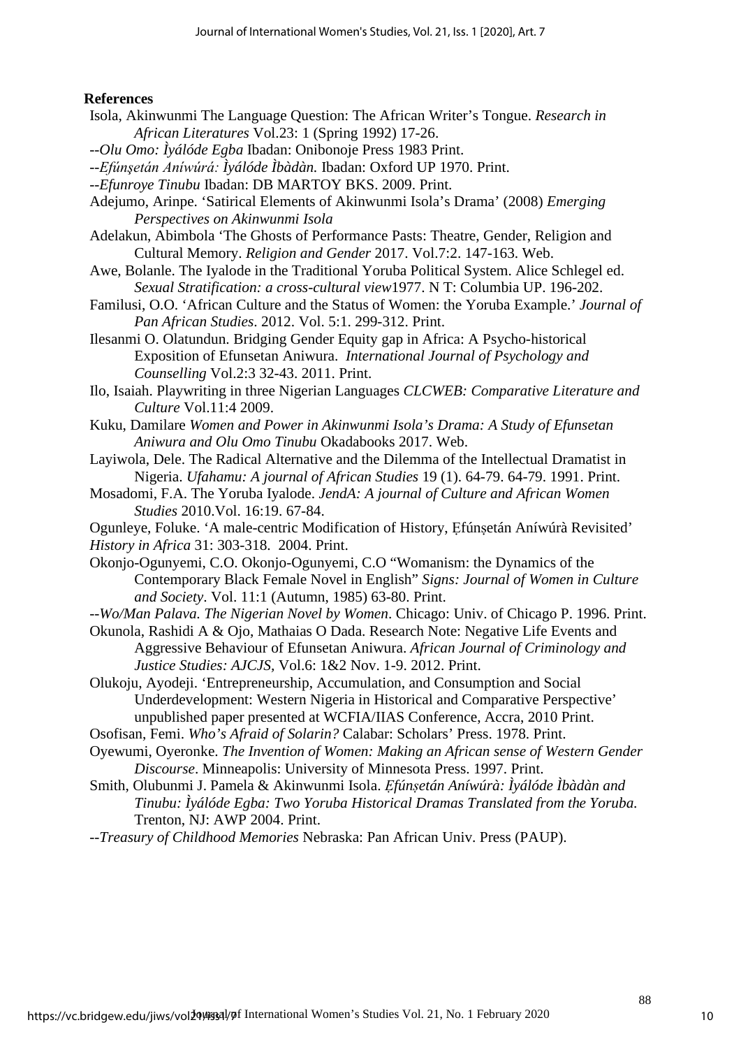**References**

Isola, Akinwunmi The Language Question: The African Writer's Tongue. *Research in African Literatures* Vol.23: 1 (Spring 1992) 17-26.

--*Olu Omo: Ìyálóde Egba* Ibadan: Onibonoje Press 1983 Print.

--*Ẹfúnṣetán Aníwúrá: Ìyálóde Ìbàdàn.* Ibadan: Oxford UP 1970. Print.

--*Efunroye Tinubu* Ibadan: DB MARTOY BKS. 2009. Print.

Adejumo, Arinpe. 'Satirical Elements of Akinwunmi Isola's Drama' (2008) *Emerging Perspectives on Akinwunmi Isola*

Adelakun, Abimbola 'The Ghosts of Performance Pasts: Theatre, Gender, Religion and Cultural Memory. *Religion and Gender* 2017. Vol.7:2. 147-163. Web.

Awe, Bolanle. The Iyalode in the Traditional Yoruba Political System. Alice Schlegel ed. *Sexual Stratification: a cross-cultural view*1977. N T: Columbia UP. 196-202.

Familusi, O.O. 'African Culture and the Status of Women: the Yoruba Example.' *Journal of Pan African Studies*. 2012. Vol. 5:1. 299-312. Print.

Ilesanmi O. Olatundun. Bridging Gender Equity gap in Africa: A Psycho-historical Exposition of Efunsetan Aniwura. *International Journal of Psychology and Counselling* Vol.2:3 32-43. 2011. Print.

Ilo, Isaiah. Playwriting in three Nigerian Languages *CLCWEB: Comparative Literature and Culture* Vol.11:4 2009.

Kuku, Damilare *Women and Power in Akinwunmi Isola's Drama: A Study of Efunsetan Aniwura and Olu Omo Tinubu* Okadabooks 2017. Web.

Layiwola, Dele. The Radical Alternative and the Dilemma of the Intellectual Dramatist in Nigeria. *Ufahamu: A journal of African Studies* 19 (1). 64-79. 64-79. 1991. Print.

Mosadomi, F.A. The Yoruba Iyalode. *JendA: A journal of Culture and African Women Studies* 2010.Vol. 16:19. 67-84.

Ogunleye, Foluke. 'A male-centric Modification of History, Ẹfúnṣetán Aníwúrà Revisited' *History in Africa* 31: 303-318. 2004. Print.

Okonjo-Ogunyemi, C.O. Okonjo-Ogunyemi, C.O "Womanism: the Dynamics of the Contemporary Black Female Novel in English" *Signs: Journal of Women in Culture and Society*. Vol. 11:1 (Autumn, 1985) 63-80. Print.

--*Wo/Man Palava. The Nigerian Novel by Women*. Chicago: Univ. of Chicago P. 1996. Print.

Okunola, Rashidi A & Ojo, Mathaias O Dada. Research Note: Negative Life Events and Aggressive Behaviour of Efunsetan Aniwura. *African Journal of Criminology and Justice Studies: AJCJS,* Vol.6: 1&2 Nov. 1-9. 2012. Print.

Olukoju, Ayodeji. 'Entrepreneurship, Accumulation, and Consumption and Social Underdevelopment: Western Nigeria in Historical and Comparative Perspective' unpublished paper presented at WCFIA/IIAS Conference, Accra, 2010 Print.

Osofisan, Femi. *Who's Afraid of Solarin?* Calabar: Scholars' Press. 1978. Print.

Oyewumi, Oyeronke. *The Invention of Women: Making an African sense of Western Gender Discourse*. Minneapolis: University of Minnesota Press. 1997. Print.

Smith, Olubunmi J. Pamela & Akinwunmi Isola. *Ẹfúnṣetán Aníwúrà: Ìyálóde Ìbàdàn and Tinubu: Ìyálóde Egba: Two Yoruba Historical Dramas Translated from the Yoruba.* Trenton, NJ: AWP 2004. Print.

--*Treasury of Childhood Memories* Nebraska: Pan African Univ. Press (PAUP).